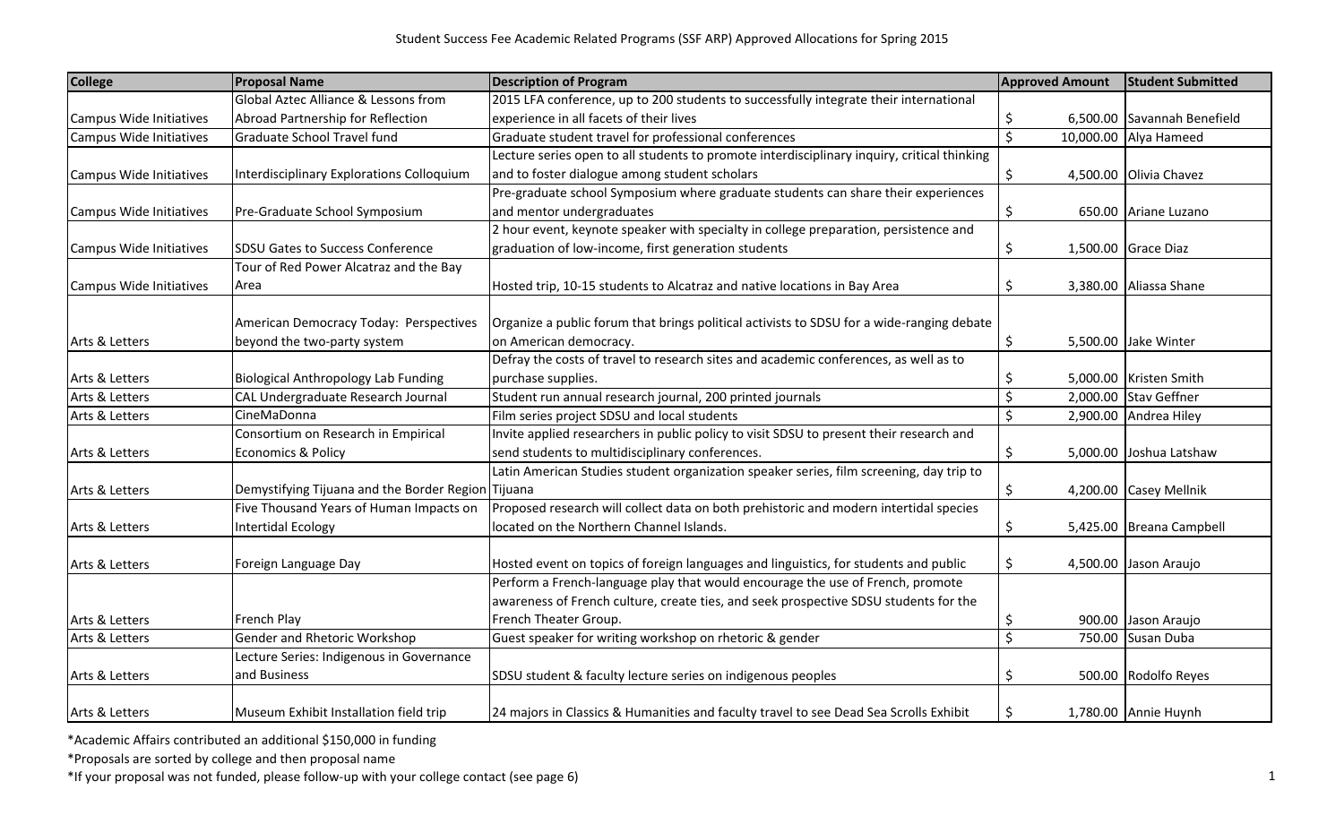Student Success Fee Academic Related Programs (SSF ARP) Approved Allocations for Spring 2015

| College | Proposal Name | Description of Program | Approved Amount | Student Submitted |
|---|---|---|---|---|
| Campus Wide Initiatives | Global Aztec Alliance & Lessons from Abroad Partnership for Reflection | 2015 LFA conference, up to 200 students to successfully integrate their international experience in all facets of their lives | $ 6,500.00 | Savannah Benefield |
| Campus Wide Initiatives | Graduate School Travel fund | Graduate student travel for professional conferences | $ 10,000.00 | Alya Hameed |
| Campus Wide Initiatives | Interdisciplinary Explorations Colloquium | Lecture series open to all students to promote interdisciplinary inquiry, critical thinking and to foster dialogue among student scholars | $ 4,500.00 | Olivia Chavez |
| Campus Wide Initiatives | Pre-Graduate School Symposium | Pre-graduate school Symposium where graduate students can share their experiences and mentor undergraduates | $ 650.00 | Ariane Luzano |
| Campus Wide Initiatives | SDSU Gates to Success Conference | 2 hour event, keynote speaker with specialty in college preparation, persistence and graduation of low-income, first generation students | $ 1,500.00 | Grace Diaz |
| Campus Wide Initiatives | Tour of Red Power Alcatraz and the Bay Area | Hosted trip, 10-15 students to Alcatraz and native locations in Bay Area | $ 3,380.00 | Aliassa Shane |
| Arts & Letters | American Democracy Today: Perspectives beyond the two-party system | Organize a public forum that brings political activists to SDSU for a wide-ranging debate on American democracy. | $ 5,500.00 | Jake Winter |
| Arts & Letters | Biological Anthropology Lab Funding | Defray the costs of travel to research sites and academic conferences, as well as to purchase supplies. | $ 5,000.00 | Kristen Smith |
| Arts & Letters | CAL Undergraduate Research Journal | Student run annual research journal, 200 printed journals | $ 2,000.00 | Stav Geffner |
| Arts & Letters | CineMaDonna | Film series project SDSU and local students | $ 2,900.00 | Andrea Hiley |
| Arts & Letters | Consortium on Research in Empirical Economics & Policy | Invite applied researchers in public policy to visit SDSU to present their research and send students to multidisciplinary conferences. | $ 5,000.00 | Joshua Latshaw |
| Arts & Letters | Demystifying Tijuana and the Border Region | Latin American Studies student organization speaker series, film screening, day trip to Tijuana | $ 4,200.00 | Casey Mellnik |
| Arts & Letters | Five Thousand Years of Human Impacts on Intertidal Ecology | Proposed research will collect data on both prehistoric and modern intertidal species located on the Northern Channel Islands. | $ 5,425.00 | Breana Campbell |
| Arts & Letters | Foreign Language Day | Hosted event on topics of foreign languages and linguistics, for students and public | $ 4,500.00 | Jason Araujo |
| Arts & Letters | French Play | Perform a French-language play that would encourage the use of French, promote awareness of French culture, create ties, and seek prospective SDSU students for the French Theater Group. | $ 900.00 | Jason Araujo |
| Arts & Letters | Gender and Rhetoric Workshop | Guest speaker for writing workshop on rhetoric & gender | $ 750.00 | Susan Duba |
| Arts & Letters | Lecture Series: Indigenous in Governance and Business | SDSU student & faculty lecture series on indigenous peoples | $ 500.00 | Rodolfo Reyes |
| Arts & Letters | Museum Exhibit Installation field trip | 24 majors in Classics & Humanities and faculty travel to see Dead Sea Scrolls Exhibit | $ 1,780.00 | Annie Huynh |

*Academic Affairs contributed an additional $150,000 in funding

*Proposals are sorted by college and then proposal name

*If your proposal was not funded, please follow-up with your college contact (see page 6)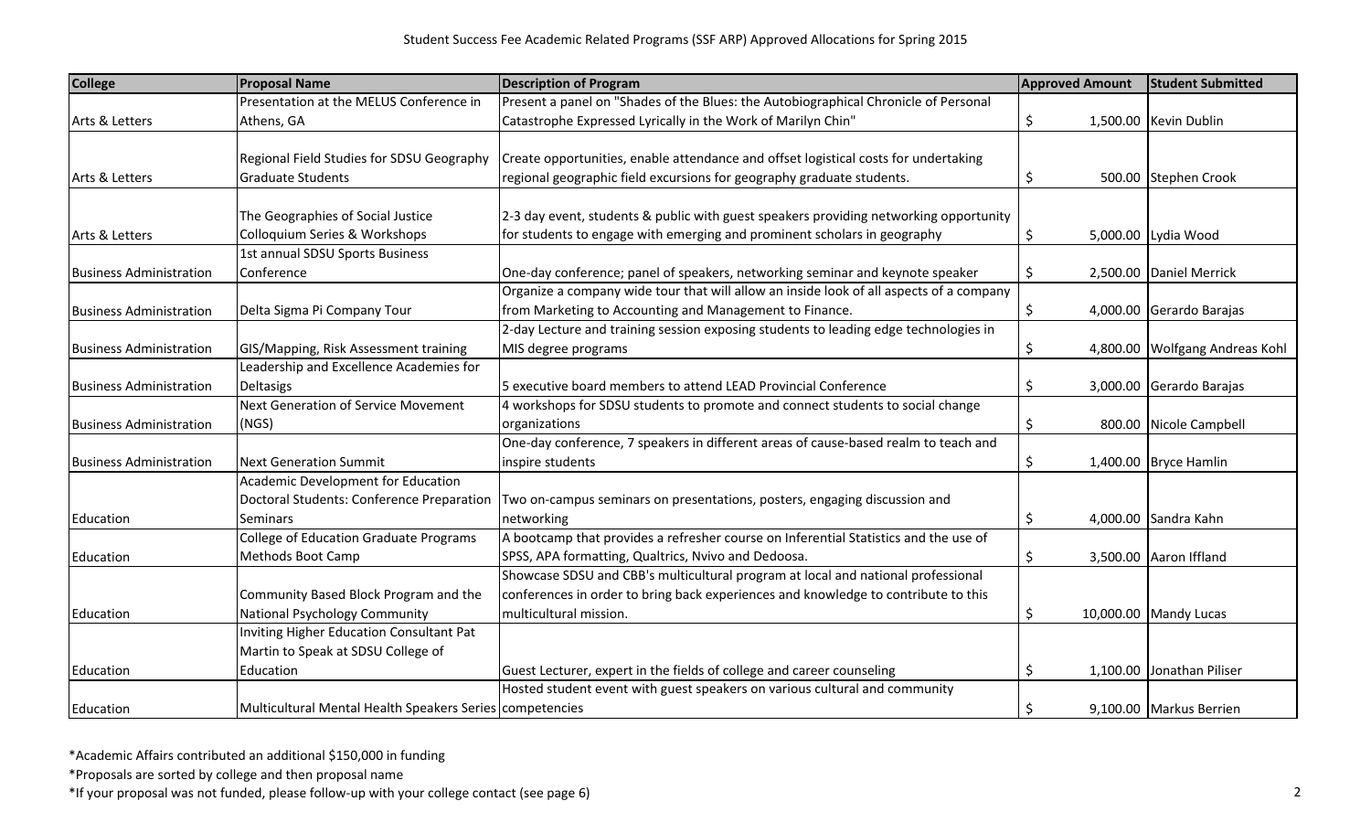# Student Success Fee Academic Related Programs (SSF ARP) Approved Allocations for Spring 2015

| College | Proposal Name | Description of Program | Approved Amount | Student Submitted |
|---|---|---|---|---|
| Arts & Letters | Presentation at the MELUS Conference in Athens, GA | Present a panel on "Shades of the Blues: the Autobiographical Chronicle of Personal Catastrophe Expressed Lyrically in the Work of Marilyn Chin" | $ 1,500.00 | Kevin Dublin |
| Arts & Letters | Regional Field Studies for SDSU Geography Graduate Students | Create opportunities, enable attendance and offset logistical costs for undertaking regional geographic field excursions for geography graduate students. | $ 500.00 | Stephen Crook |
| Arts & Letters | The Geographies of Social Justice Colloquium Series & Workshops | 2-3 day event, students & public with guest speakers providing networking opportunity for students to engage with emerging and prominent scholars in geography | $ 5,000.00 | Lydia Wood |
| Business Administration | 1st annual SDSU Sports Business Conference | One-day conference; panel of speakers, networking seminar and keynote speaker | $ 2,500.00 | Daniel Merrick |
| Business Administration | Delta Sigma Pi Company Tour | Organize a company wide tour that will allow an inside look of all aspects of a company from Marketing to Accounting and Management to Finance. | $ 4,000.00 | Gerardo Barajas |
| Business Administration | GIS/Mapping, Risk Assessment training | 2-day Lecture and training session exposing students to leading edge technologies in MIS degree programs | $ 4,800.00 | Wolfgang Andreas Kohl |
| Business Administration | Leadership and Excellence Academies for Deltasigs | 5 executive board members to attend LEAD Provincial Conference | $ 3,000.00 | Gerardo Barajas |
| Business Administration | Next Generation of Service Movement (NGS) | 4 workshops for SDSU students to promote and connect students to social change organizations | $ 800.00 | Nicole Campbell |
| Business Administration | Next Generation Summit | One-day conference, 7 speakers in different areas of cause-based realm to teach and inspire students | $ 1,400.00 | Bryce Hamlin |
| Education | Academic Development for Education Doctoral Students: Conference Preparation Seminars | Two on-campus seminars on presentations, posters, engaging discussion and networking | $ 4,000.00 | Sandra Kahn |
| Education | College of Education Graduate Programs Methods Boot Camp | A bootcamp that provides a refresher course on Inferential Statistics and the use of SPSS, APA formatting, Qualtrics, Nvivo and Dedoosa. | $ 3,500.00 | Aaron Iffland |
| Education | Community Based Block Program and the National Psychology Community | Showcase SDSU and CBB's multicultural program at local and national professional conferences in order to bring back experiences and knowledge to contribute to this multicultural mission. | $ 10,000.00 | Mandy Lucas |
| Education | Inviting Higher Education Consultant Pat Martin to Speak at SDSU College of Education | Guest Lecturer, expert in the fields of college and career counseling | $ 1,100.00 | Jonathan Piliser |
| Education | Multicultural Mental Health Speakers Series | Hosted student event with guest speakers on various cultural and community competencies | $ 9,100.00 | Markus Berrien |

*Academic Affairs contributed an additional $150,000 in funding

*Proposals are sorted by college and then proposal name

*If your proposal was not funded, please follow-up with your college contact (see page 6)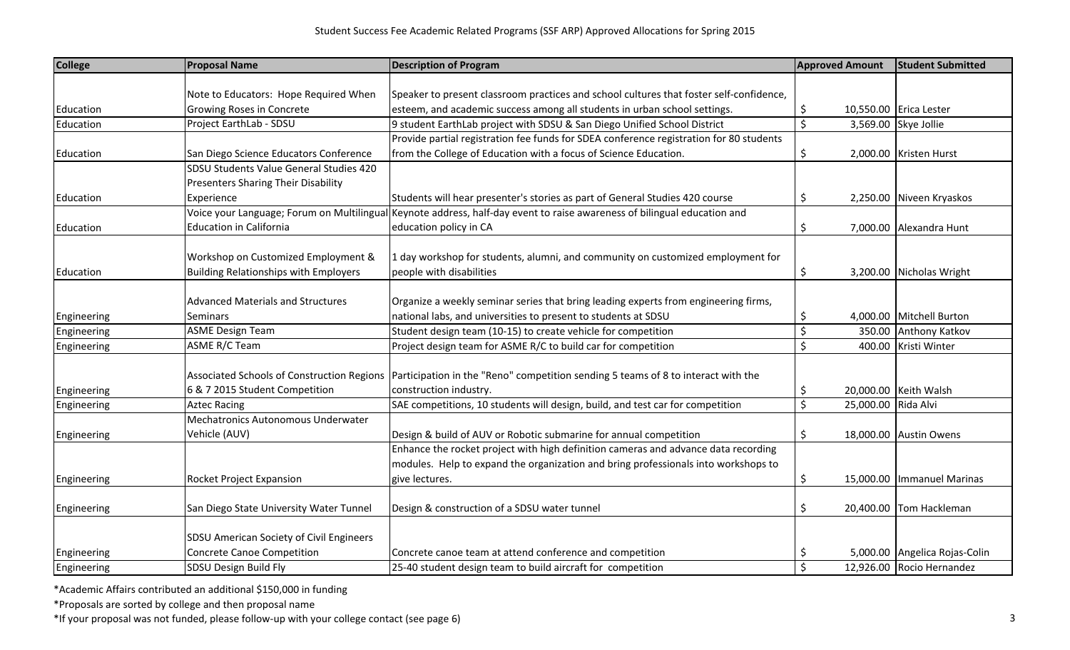# Student Success Fee Academic Related Programs (SSF ARP) Approved Allocations for Spring 2015

| College | Proposal Name | Description of Program | Approved Amount | Student Submitted |
|---|---|---|---|---|
| Education | Note to Educators: Hope Required When Growing Roses in Concrete | Speaker to present classroom practices and school cultures that foster self-confidence, esteem, and academic success among all students in urban school settings. | $ 10,550.00 | Erica Lester |
| Education | Project EarthLab - SDSU | 9 student EarthLab project with SDSU & San Diego Unified School District | $ 3,569.00 | Skye Jollie |
| Education | San Diego Science Educators Conference | Provide partial registration fee funds for SDEA conference registration for 80 students from the College of Education with a focus of Science Education. | $ 2,000.00 | Kristen Hurst |
| Education | SDSU Students Value General Studies 420 Presenters Sharing Their Disability Experience | Students will hear presenter's stories as part of General Studies 420 course | $ 2,250.00 | Niveen Kryaskos |
| Education | Voice your Language; Forum on Multilingual Education in California | Keynote address, half-day event to raise awareness of bilingual education and education policy in CA | $ 7,000.00 | Alexandra Hunt |
| Education | Workshop on Customized Employment & Building Relationships with Employers | 1 day workshop for students, alumni, and community on customized employment for people with disabilities | $ 3,200.00 | Nicholas Wright |
| Engineering | Advanced Materials and Structures Seminars | Organize a weekly seminar series that bring leading experts from engineering firms, national labs, and universities to present to students at SDSU | $ 4,000.00 | Mitchell Burton |
| Engineering | ASME Design Team | Student design team (10-15) to create vehicle for competition | $ 350.00 | Anthony Katkov |
| Engineering | ASME R/C Team | Project design team for ASME R/C to build car for competition | $ 400.00 | Kristi Winter |
| Engineering | Associated Schools of Construction Regions 6 & 7 2015 Student Competition | Participation in the "Reno" competition sending 5 teams of 8 to interact with the construction industry. | $ 20,000.00 | Keith Walsh |
| Engineering | Aztec Racing | SAE competitions, 10 students will design, build, and test car for competition | $ 25,000.00 | Rida Alvi |
| Engineering | Mechatronics Autonomous Underwater Vehicle (AUV) | Design & build of AUV or Robotic submarine for annual competition | $ 18,000.00 | Austin Owens |
| Engineering | Rocket Project Expansion | Enhance the rocket project with high definition cameras and advance data recording modules. Help to expand the organization and bring professionals into workshops to give lectures. | $ 15,000.00 | Immanuel Marinas |
| Engineering | San Diego State University Water Tunnel | Design & construction of a SDSU water tunnel | $ 20,400.00 | Tom Hackleman |
| Engineering | SDSU American Society of Civil Engineers Concrete Canoe Competition | Concrete canoe team at attend conference and competition | $ 5,000.00 | Angelica Rojas-Colin |
| Engineering | SDSU Design Build Fly | 25-40 student design team to build aircraft for competition | $ 12,926.00 | Rocio Hernandez |

*Academic Affairs contributed an additional $150,000 in funding

*Proposals are sorted by college and then proposal name

*If your proposal was not funded, please follow-up with your college contact (see page 6)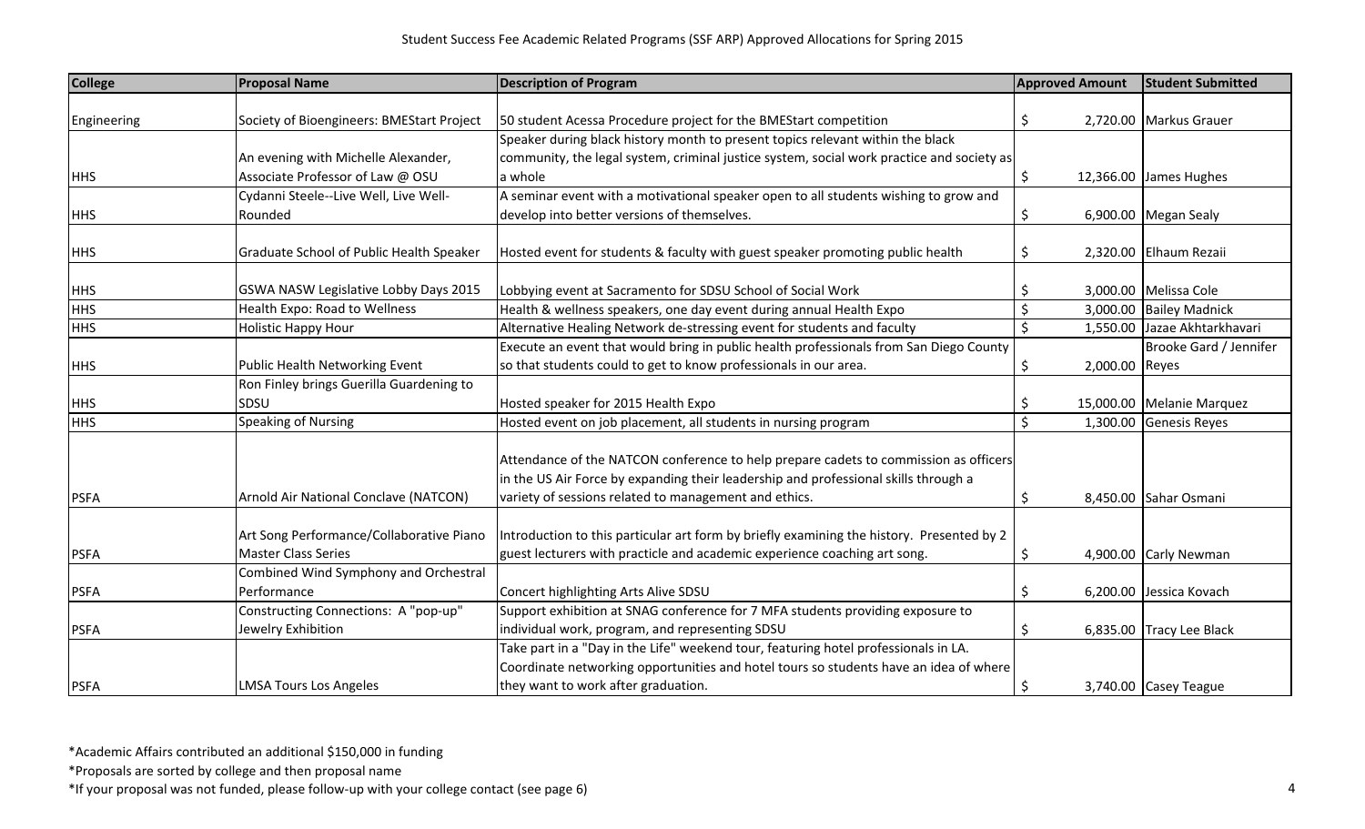Student Success Fee Academic Related Programs (SSF ARP) Approved Allocations for Spring 2015

| College | Proposal Name | Description of Program | Approved Amount | Student Submitted |
|---|---|---|---|---|
| Engineering | Society of Bioengineers: BMEStart Project | 50 student Acessa Procedure project for the BMEStart competition | $ 2,720.00 | Markus Grauer |
| HHS | An evening with Michelle Alexander, Associate Professor of Law @ OSU | Speaker during black history month to present topics relevant within the black community, the legal system, criminal justice system, social work practice and society as a whole | $ 12,366.00 | James Hughes |
| HHS | Cydanni Steele--Live Well, Live Well-Rounded | A seminar event with a motivational speaker open to all students wishing to grow and develop into better versions of themselves. | $ 6,900.00 | Megan Sealy |
| HHS | Graduate School of Public Health Speaker | Hosted event for students & faculty with guest speaker promoting public health | $ 2,320.00 | Elhaum Rezaii |
| HHS | GSWA NASW Legislative Lobby Days 2015 | Lobbying event at Sacramento for SDSU School of Social Work | $ 3,000.00 | Melissa Cole |
| HHS | Health Expo: Road to Wellness | Health & wellness speakers, one day event during annual Health Expo | $ 3,000.00 | Bailey Madnick |
| HHS | Holistic Happy Hour | Alternative Healing Network de-stressing event for students and faculty | $ 1,550.00 | Jazae Akhtarkhavari |
| HHS | Public Health Networking Event | Execute an event that would bring in public health professionals from San Diego County so that students could to get to know professionals in our area. | $ 2,000.00 | Brooke Gard / Jennifer Reyes |
| HHS | Ron Finley brings Guerilla Guardening to SDSU | Hosted speaker for 2015 Health Expo | $ 15,000.00 | Melanie Marquez |
| HHS | Speaking of Nursing | Hosted event on job placement, all students in nursing program | $ 1,300.00 | Genesis Reyes |
| PSFA | Arnold Air National Conclave (NATCON) | Attendance of the NATCON conference to help prepare cadets to commission as officers in the US Air Force by expanding their leadership and professional skills through a variety of sessions related to management and ethics. | $ 8,450.00 | Sahar Osmani |
| PSFA | Art Song Performance/Collaborative Piano Master Class Series | Introduction to this particular art form by briefly examining the history. Presented by 2 guest lecturers with practicle and academic experience coaching art song. | $ 4,900.00 | Carly Newman |
| PSFA | Combined Wind Symphony and Orchestral Performance | Concert highlighting Arts Alive SDSU | $ 6,200.00 | Jessica Kovach |
| PSFA | Constructing Connections: A "pop-up" Jewelry Exhibition | Support exhibition at SNAG conference for 7 MFA students providing exposure to individual work, program, and representing SDSU | $ 6,835.00 | Tracy Lee Black |
| PSFA | LMSA Tours Los Angeles | Take part in a "Day in the Life" weekend tour, featuring hotel professionals in LA. Coordinate networking opportunities and hotel tours so students have an idea of where they want to work after graduation. | $ 3,740.00 | Casey Teague |

*Academic Affairs contributed an additional $150,000 in funding

*Proposals are sorted by college and then proposal name

*If your proposal was not funded, please follow-up with your college contact (see page 6)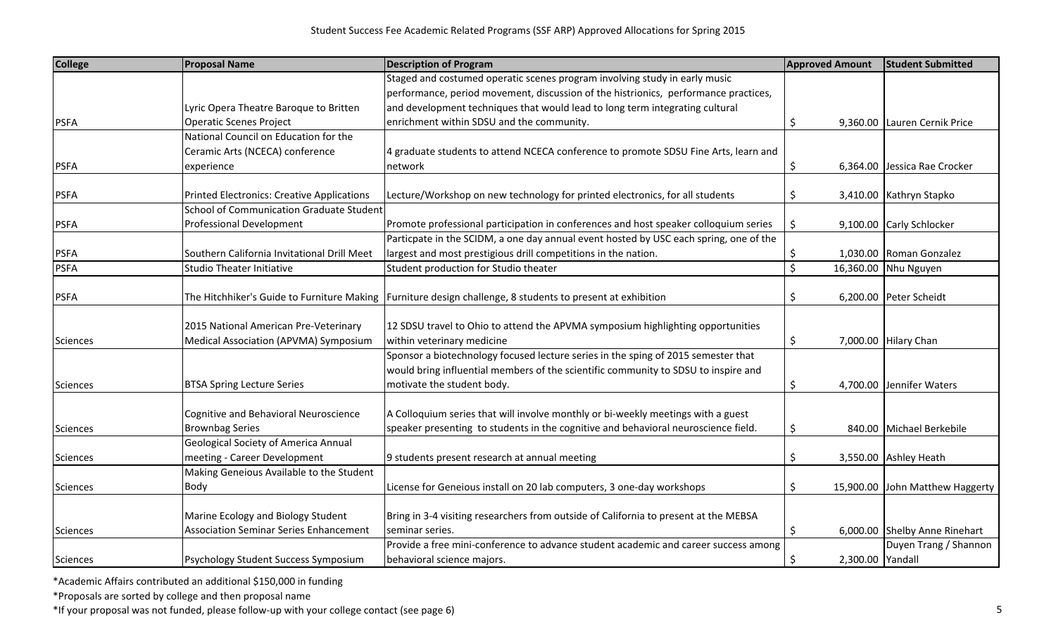Student Success Fee Academic Related Programs (SSF ARP) Approved Allocations for Spring 2015

| College | Proposal Name | Description of Program | Approved Amount | Student Submitted |
|---|---|---|---|---|
| PSFA | Lyric Opera Theatre Baroque to Britten Operatic Scenes Project | Staged and costumed operatic scenes program involving study in early music performance, period movement, discussion of the histrionics, performance practices, and development techniques that would lead to long term integrating cultural enrichment within SDSU and the community. | $ 9,360.00 | Lauren Cernik Price |
| PSFA | National Council on Education for the Ceramic Arts (NCECA) conference experience | 4 graduate students to attend NCECA conference to promote SDSU Fine Arts, learn and network | $ 6,364.00 | Jessica Rae Crocker |
| PSFA | Printed Electronics: Creative Applications | Lecture/Workshop on new technology for printed electronics, for all students | $ 3,410.00 | Kathryn Stapko |
| PSFA | School of Communication Graduate Student Professional Development | Promote professional participation in conferences and host speaker colloquium series | $ 9,100.00 | Carly Schlocker |
| PSFA | Southern California Invitational Drill Meet | Particpate in the SCIDM, a one day annual event hosted by USC each spring, one of the largest and most prestigious drill competitions in the nation. | $ 1,030.00 | Roman Gonzalez |
| PSFA | Studio Theater Initiative | Student production for Studio theater | $ 16,360.00 | Nhu Nguyen |
| PSFA | The Hitchhiker's Guide to Furniture Making | Furniture design challenge, 8 students to present at exhibition | $ 6,200.00 | Peter Scheidt |
| Sciences | 2015 National American Pre-Veterinary Medical Association (APVMA) Symposium | 12 SDSU travel to Ohio to attend the APVMA symposium highlighting opportunities within veterinary medicine | $ 7,000.00 | Hilary Chan |
| Sciences | BTSA Spring Lecture Series | Sponsor a biotechnology focused lecture series in the sping of 2015 semester that would bring influential members of the scientific community to SDSU to inspire and motivate the student body. | $ 4,700.00 | Jennifer Waters |
| Sciences | Cognitive and Behavioral Neuroscience Brownbag Series | A Colloquium series that will involve monthly or bi-weekly meetings with a guest speaker presenting to students in the cognitive and behavioral neuroscience field. | $ 840.00 | Michael Berkebile |
| Sciences | Geological Society of America Annual meeting - Career Development | 9 students present research at annual meeting | $ 3,550.00 | Ashley Heath |
| Sciences | Making Geneious Available to the Student Body | License for Geneious install on 20 lab computers, 3 one-day workshops | $ 15,900.00 | John Matthew Haggerty |
| Sciences | Marine Ecology and Biology Student Association Seminar Series Enhancement | Bring in 3-4 visiting researchers from outside of California to present at the MEBSA seminar series. | $ 6,000.00 | Shelby Anne Rinehart |
| Sciences | Psychology Student Success Symposium | Provide a free mini-conference to advance student academic and career success among behavioral science majors. | $ 2,300.00 | Duyen Trang / Shannon Yandall |

*Academic Affairs contributed an additional $150,000 in funding

*Proposals are sorted by college and then proposal name

*If your proposal was not funded, please follow-up with your college contact (see page 6)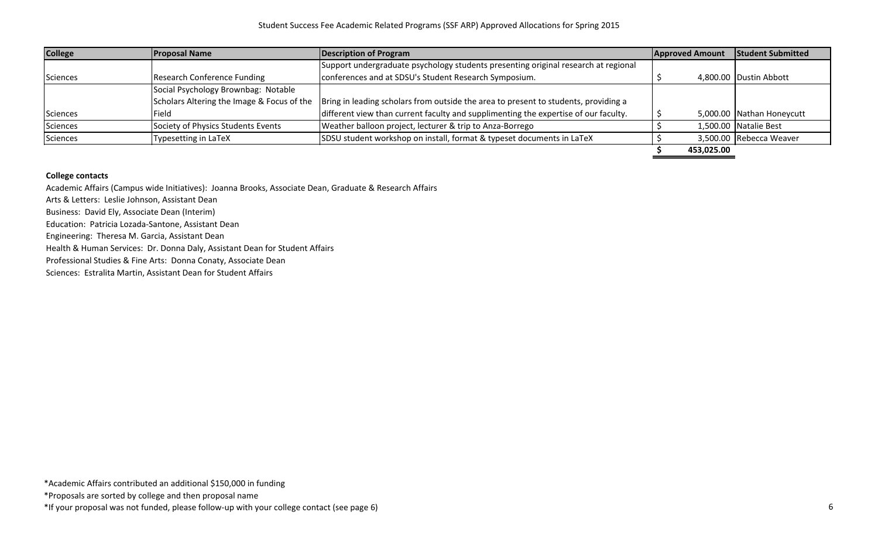Student Success Fee Academic Related Programs (SSF ARP) Approved Allocations for Spring 2015

| College | Proposal Name | Description of Program | Approved Amount | Student Submitted |
|---|---|---|---|---|
| Sciences | Research Conference Funding | Support undergraduate psychology students presenting original research at regional conferences and at SDSU's Student Research Symposium. | $ 4,800.00 | Dustin Abbott |
| Sciences | Social Psychology Brownbag: Notable Scholars Altering the Image & Focus of the Field | Bring in leading scholars from outside the area to present to students, providing a different view than current faculty and supplimenting the expertise of our faculty. | $ 5,000.00 | Nathan Honeycutt |
| Sciences | Society of Physics Students Events | Weather balloon project, lecturer & trip to Anza-Borrego | $ 1,500.00 | Natalie Best |
| Sciences | Typesetting in LaTeX | SDSU student workshop on install, format & typeset documents in LaTeX | $ 3,500.00 | Rebecca Weaver |
| | | | **$ 453,025.00** | |

**College contacts**

Academic Affairs (Campus wide Initiatives): Joanna Brooks, Associate Dean, Graduate & Research Affairs

Arts & Letters: Leslie Johnson, Assistant Dean

Business: David Ely, Associate Dean (Interim)

Education: Patricia Lozada-Santone, Assistant Dean

Engineering: Theresa M. Garcia, Assistant Dean

Health & Human Services: Dr. Donna Daly, Assistant Dean for Student Affairs

Professional Studies & Fine Arts: Donna Conaty, Associate Dean

Sciences: Estralita Martin, Assistant Dean for Student Affairs

*Academic Affairs contributed an additional $150,000 in funding

*Proposals are sorted by college and then proposal name

*If your proposal was not funded, please follow-up with your college contact (see page 6)